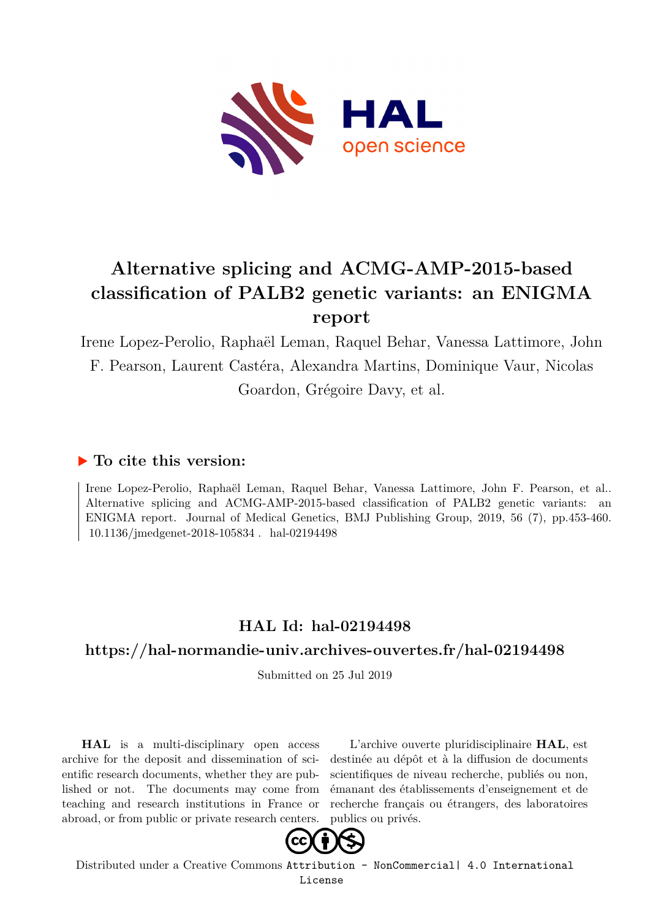# Alternative splicing and ACMG-AMP-2015-based classification of PALB2 genetic variants: an ENIGMA report

Irene Lopez-Perolio, Raphaël Leman, Raquel Behar, Vanessa Lattimore, John F. Pearson, Laurent Castéra, Alexandra Martins, Dominique Vaur, Nicolas Goardon, Grégoire Davy, et al.

## ▶ To cite this version:

Irene Lopez-Perolio, Raphaël Leman, Raquel Behar, Vanessa Lattimore, John F. Pearson, et al.. Alternative splicing and ACMG-AMP-2015-based classification of PALB2 genetic variants: an ENIGMA report. Journal of Medical Genetics, BMJ Publishing Group, 2019, 56 (7), pp.453-460. 10.1136/jmedgenet-2018-105834 . hal-02194498

## HAL Id: hal-02194498

## https://hal-normandie-univ.archives-ouvertes.fr/hal-02194498

Submitted on 25 Jul 2019

**HAL** is a multi-disciplinary open access archive for the deposit and dissemination of scientific research documents, whether they are published or not. The documents may come from teaching and research institutions in France or abroad, or from public or private research centers.

L'archive ouverte pluridisciplinaire **HAL**, est destinée au dépôt et à la diffusion de documents scientifiques de niveau recherche, publiés ou non, émanant des établissements d'enseignement et de recherche français ou étrangers, des laboratoires publics ou privés.

Distributed under a Creative Commons Attribution - NonCommercial| 4.0 International License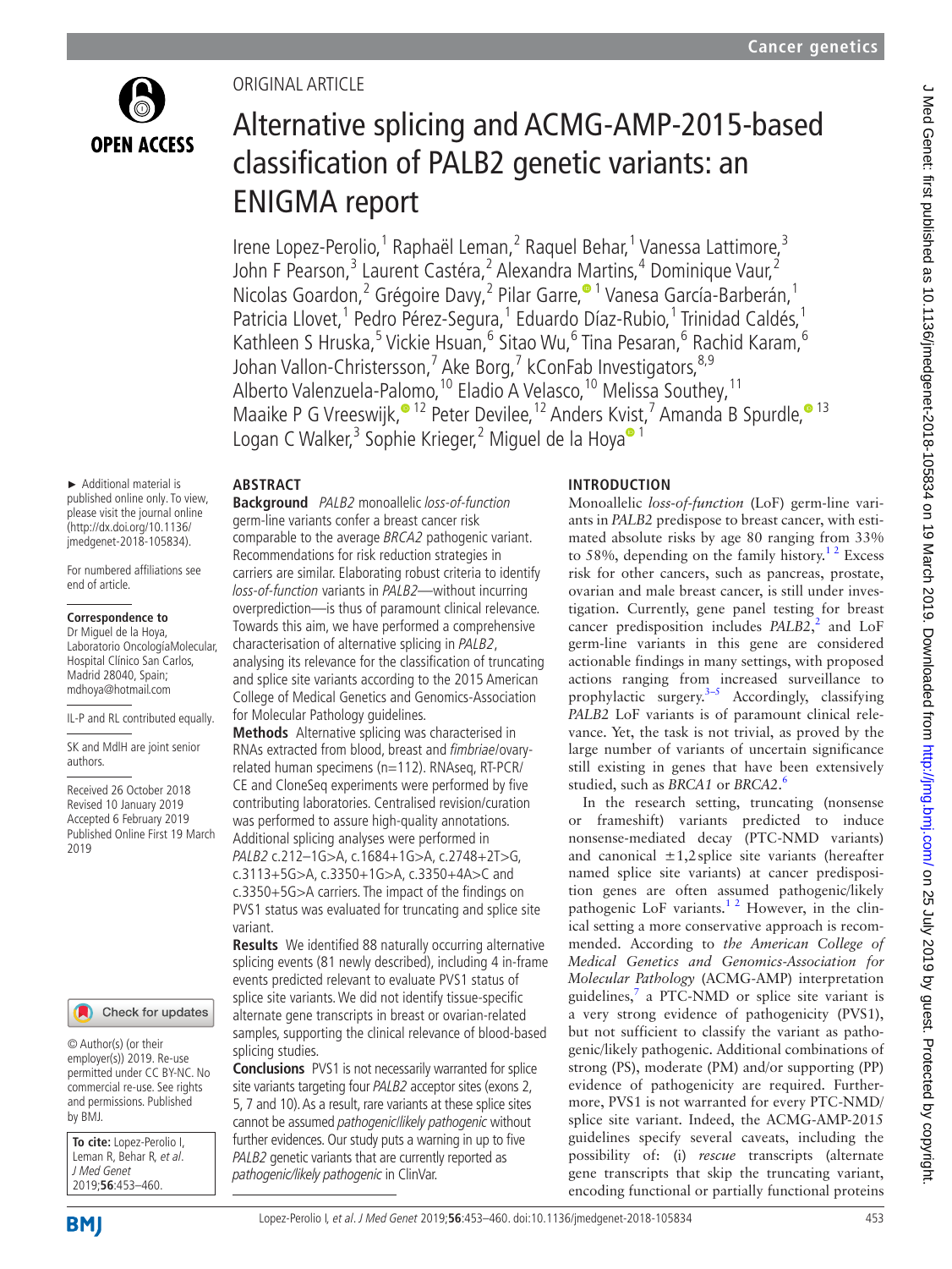Cancer genetics

# ORIGINAL ARTICLE

# Alternative splicing and ACMG-AMP-2015-based classification of PALB2 genetic variants: an ENIGMA report

Irene Lopez-Perolio,[1] Raphaël Leman,[2] Raquel Behar,[1] Vanessa Lattimore,[3] John F Pearson,[3] Laurent Castéra,[2] Alexandra Martins,[4] Dominique Vaur,[2] Nicolas Goardon,[2] Grégoire Davy,[2] Pilar Garre,[1] Vanesa García-Barberán,[1] Patricia Llovet,[1] Pedro Pérez-Segura,[1] Eduardo Díaz-Rubio,[1] Trinidad Caldés,[1] Kathleen S Hruska,[5] Vickie Hsuan,[6] Sitao Wu,[6] Tina Pesaran,[6] Rachid Karam,[6] Johan Vallon-Christersson,[7] Ake Borg,[7] kConFab Investigators,[8,9] Alberto Valenzuela-Palomo,[10] Eladio A Velasco,[10] Melissa Southey,[11] Maaike P G Vreeswijk,[12] Peter Devilee,[12] Anders Kvist,[7] Amanda B Spurdle,[13] Logan C Walker,[3] Sophie Krieger,[2] Miguel de la Hoya[1]

► Additional material is published online only. To view, please visit the journal online (http://dx.doi.org/10.1136/jmedgenet-2018-105834).

For numbered affiliations see end of article.

**Correspondence to**
Dr Miguel de la Hoya, Laboratorio OncologíaMolecular, Hospital Clínico San Carlos, Madrid 28040, Spain; mdhoya@hotmail.com

IL-P and RL contributed equally.

SK and MdlH are joint senior authors.

Received 26 October 2018
Revised 10 January 2019
Accepted 6 February 2019
Published Online First 19 March 2019

© Author(s) (or their employer(s)) 2019. Re-use permitted under CC BY-NC. No commercial re-use. See rights and permissions. Published by BMJ.

**To cite:** Lopez-Perolio I, Leman R, Behar R, *et al*. *J Med Genet* 2019;**56**:453–460.

## ABSTRACT

**Background** *PALB2* monoallelic *loss-of-function* germ-line variants confer a breast cancer risk comparable to the average *BRCA2* pathogenic variant. Recommendations for risk reduction strategies in carriers are similar. Elaborating robust criteria to identify *loss-of-function* variants in *PALB2*—without incurring overprediction—is thus of paramount clinical relevance. Towards this aim, we have performed a comprehensive characterisation of alternative splicing in *PALB2*, analysing its relevance for the classification of truncating and splice site variants according to the 2015 American College of Medical Genetics and Genomics-Association for Molecular Pathology guidelines.

**Methods** Alternative splicing was characterised in RNAs extracted from blood, breast and *fimbriae*/ovary-related human specimens (n=112). RNAseq, RT-PCR/CE and CloneSeq experiments were performed by five contributing laboratories. Centralised revision/curation was performed to assure high-quality annotations. Additional splicing analyses were performed in *PALB2* c.212−1G>A, c.1684+1G>A, c.2748+2T>G, c.3113+5G>A, c.3350+1G>A, c.3350+4A>C and c.3350+5G>A carriers. The impact of the findings on PVS1 status was evaluated for truncating and splice site variant.

**Results** We identified 88 naturally occurring alternative splicing events (81 newly described), including 4 in-frame events predicted relevant to evaluate PVS1 status of splice site variants. We did not identify tissue-specific alternate gene transcripts in breast or ovarian-related samples, supporting the clinical relevance of blood-based splicing studies.

**Conclusions** PVS1 is not necessarily warranted for splice site variants targeting four *PALB2* acceptor sites (exons 2, 5, 7 and 10). As a result, rare variants at these splice sites cannot be assumed *pathogenic*/*likely pathogenic* without further evidences. Our study puts a warning in up to five *PALB2* genetic variants that are currently reported as *pathogenic*/*likely pathogenic* in ClinVar.

## INTRODUCTION

Monoallelic *loss-of-function* (LoF) germ-line variants in *PALB2* predispose to breast cancer, with estimated absolute risks by age 80 ranging from 33% to 58%, depending on the family history.[1,2] Excess risk for other cancers, such as pancreas, prostate, ovarian and male breast cancer, is still under investigation. Currently, gene panel testing for breast cancer predisposition includes *PALB2*,[2] and LoF germ-line variants in this gene are considered actionable findings in many settings, with proposed actions ranging from increased surveillance to prophylactic surgery.[3–5] Accordingly, classifying *PALB2* LoF variants is of paramount clinical relevance. Yet, the task is not trivial, as proved by the large number of variants of uncertain significance still existing in genes that have been extensively studied, such as *BRCA1* or *BRCA2*.[6]

In the research setting, truncating (nonsense or frameshift) variants predicted to induce nonsense-mediated decay (PTC-NMD variants) and canonical ±1,2 splice site variants (hereafter named splice site variants) at cancer predisposition genes are often assumed pathogenic/likely pathogenic LoF variants.[1,2] However, in the clinical setting a more conservative approach is recommended. According to *the American College of Medical Genetics and Genomics-Association for Molecular Pathology* (ACMG-AMP) interpretation guidelines,[7] a PTC-NMD or splice site variant is a very strong evidence of pathogenicity (PVS1), but not sufficient to classify the variant as pathogenic/likely pathogenic. Additional combinations of strong (PS), moderate (PM) and/or supporting (PP) evidence of pathogenicity are required. Furthermore, PVS1 is not warranted for every PTC-NMD/splice site variant. Indeed, the ACMG-AMP-2015 guidelines specify several caveats, including the possibility of: (i) *rescue* transcripts (alternate gene transcripts that skip the truncating variant, encoding functional or partially functional proteins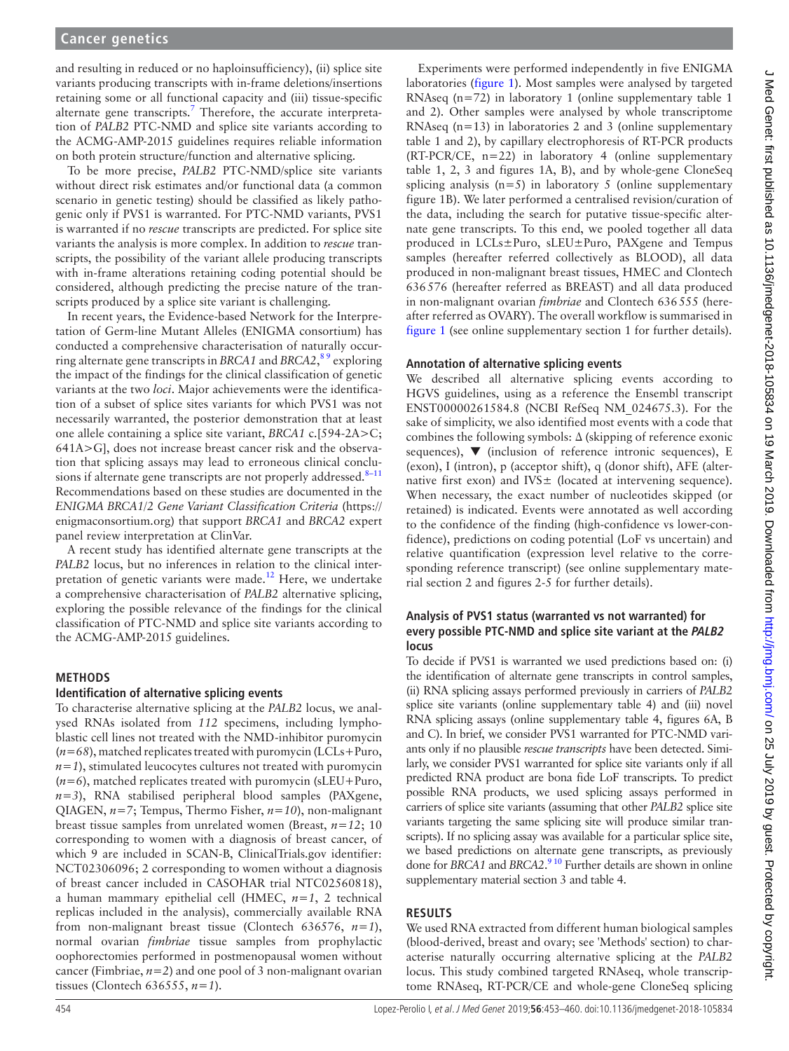and resulting in reduced or no haploinsufficiency), (ii) splice site variants producing transcripts with in-frame deletions/insertions retaining some or all functional capacity and (iii) tissue-specific alternate gene transcripts.[7] Therefore, the accurate interpretation of *PALB2* PTC-NMD and splice site variants according to the ACMG-AMP-2015 guidelines requires reliable information on both protein structure/function and alternative splicing.

To be more precise, *PALB2* PTC-NMD/splice site variants without direct risk estimates and/or functional data (a common scenario in genetic testing) should be classified as likely pathogenic only if PVS1 is warranted. For PTC-NMD variants, PVS1 is warranted if no *rescue* transcripts are predicted. For splice site variants the analysis is more complex. In addition to *rescue* transcripts, the possibility of the variant allele producing transcripts with in-frame alterations retaining coding potential should be considered, although predicting the precise nature of the transcripts produced by a splice site variant is challenging.

In recent years, the Evidence-based Network for the Interpretation of Germ-line Mutant Alleles (ENIGMA consortium) has conducted a comprehensive characterisation of naturally occurring alternate gene transcripts in *BRCA1* and *BRCA2*,[8,9] exploring the impact of the findings for the clinical classification of genetic variants at the two *loci*. Major achievements were the identification of a subset of splice sites variants for which PVS1 was not necessarily warranted, the posterior demonstration that at least one allele containing a splice site variant, *BRCA1* c.[594-2A>C; 641A>G], does not increase breast cancer risk and the observation that splicing assays may lead to erroneous clinical conclusions if alternate gene transcripts are not properly addressed.[8–11] Recommendations based on these studies are documented in the *ENIGMA BRCA1/2 Gene Variant Classification Criteria* (https://enigmaconsortium.org) that support *BRCA1* and *BRCA2* expert panel review interpretation at ClinVar.

A recent study has identified alternate gene transcripts at the *PALB2* locus, but no inferences in relation to the clinical interpretation of genetic variants were made.[12] Here, we undertake a comprehensive characterisation of *PALB2* alternative splicing, exploring the possible relevance of the findings for the clinical classification of PTC-NMD and splice site variants according to the ACMG-AMP-2015 guidelines.

## METHODS

### Identification of alternative splicing events

To characterise alternative splicing at the *PALB2* locus, we analysed RNAs isolated from *112* specimens, including lymphoblastic cell lines not treated with the NMD-inhibitor puromycin (*n=68*), matched replicates treated with puromycin (LCLs+Puro, *n=1*), stimulated leucocytes cultures not treated with puromycin (*n=6*), matched replicates treated with puromycin (sLEU+Puro, *n=3*), RNA stabilised peripheral blood samples (PAXgene, QIAGEN, *n=7*; Tempus, Thermo Fisher, *n=10*), non-malignant breast tissue samples from unrelated women (Breast, *n=12*; 10 corresponding to women with a diagnosis of breast cancer, of which 9 are included in SCAN-B, ClinicalTrials.gov identifier: NCT02306096; 2 corresponding to women without a diagnosis of breast cancer included in CASOHAR trial NTC02560818), a human mammary epithelial cell (HMEC, *n=1*, 2 technical replicas included in the analysis), commercially available RNA from non-malignant breast tissue (Clontech 636576, *n=1*), normal ovarian *fimbriae* tissue samples from prophylactic oophorectomies performed in postmenopausal women without cancer (Fimbriae, *n=2*) and one pool of 3 non-malignant ovarian tissues (Clontech 636555, *n=1*).

Experiments were performed independently in five ENIGMA laboratories (figure 1). Most samples were analysed by targeted RNAseq (n=72) in laboratory 1 (online supplementary table 1 and 2). Other samples were analysed by whole transcriptome RNAseq (n=13) in laboratories 2 and 3 (online supplementary table 1 and 2), by capillary electrophoresis of RT-PCR products (RT-PCR/CE, n=22) in laboratory 4 (online supplementary table 1, 2, 3 and figures 1A, B), and by whole-gene CloneSeq splicing analysis (n=5) in laboratory 5 (online supplementary figure 1B). We later performed a centralised revision/curation of the data, including the search for putative tissue-specific alternate gene transcripts. To this end, we pooled together all data produced in LCLs±Puro, sLEU±Puro, PAXgene and Tempus samples (hereafter referred collectively as BLOOD), all data produced in non-malignant breast tissues, HMEC and Clontech 636576 (hereafter referred as BREAST) and all data produced in non-malignant ovarian *fimbriae* and Clontech 636555 (hereafter referred as OVARY). The overall workflow is summarised in figure 1 (see online supplementary section 1 for further details).

### Annotation of alternative splicing events

We described all alternative splicing events according to HGVS guidelines, using as a reference the Ensembl transcript ENST00000261584.8 (NCBI RefSeq NM_024675.3). For the sake of simplicity, we also identified most events with a code that combines the following symbols: Δ (skipping of reference exonic sequences), ▼ (inclusion of reference intronic sequences), E (exon), I (intron), p (acceptor shift), q (donor shift), AFE (alternative first exon) and IVS± (located at intervening sequence). When necessary, the exact number of nucleotides skipped (or retained) is indicated. Events were annotated as well according to the confidence of the finding (high-confidence vs lower-confidence), predictions on coding potential (LoF vs uncertain) and relative quantification (expression level relative to the corresponding reference transcript) (see online supplementary material section 2 and figures 2-5 for further details).

### Analysis of PVS1 status (warranted vs not warranted) for every possible PTC-NMD and splice site variant at the *PALB2* locus

To decide if PVS1 is warranted we used predictions based on: (i) the identification of alternate gene transcripts in control samples, (ii) RNA splicing assays performed previously in carriers of *PALB2* splice site variants (online supplementary table 4) and (iii) novel RNA splicing assays (online supplementary table 4, figures 6A, B and C). In brief, we consider PVS1 warranted for PTC-NMD variants only if no plausible *rescue transcripts* have been detected. Similarly, we consider PVS1 warranted for splice site variants only if all predicted RNA product are bona fide LoF transcripts. To predict possible RNA products, we used splicing assays performed in carriers of splice site variants (assuming that other *PALB2* splice site variants targeting the same splicing site will produce similar transcripts). If no splicing assay was available for a particular splice site, we based predictions on alternate gene transcripts, as previously done for *BRCA1* and *BRCA2*.[9,10] Further details are shown in online supplementary material section 3 and table 4.

## RESULTS

We used RNA extracted from different human biological samples (blood-derived, breast and ovary; see 'Methods' section) to characterise naturally occurring alternative splicing at the *PALB2* locus. This study combined targeted RNAseq, whole transcriptome RNAseq, RT-PCR/CE and whole-gene CloneSeq splicing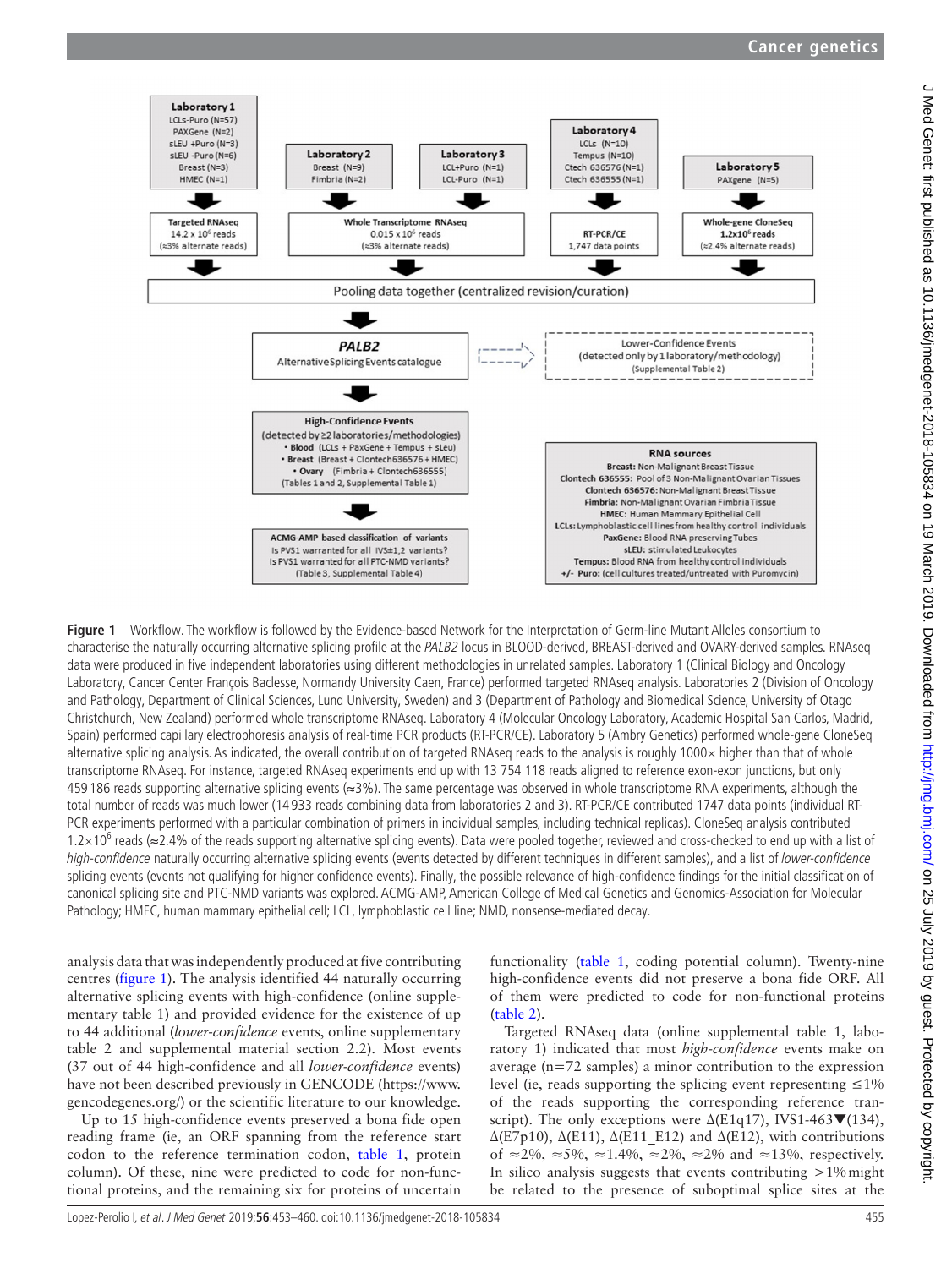Figure 1 Workflow. The workflow is followed by the Evidence-based Network for the Interpretation of Germ-line Mutant Alleles consortium to characterise the naturally occurring alternative splicing profile at the *PALB2* locus in BLOOD-derived, BREAST-derived and OVARY-derived samples. RNAseq data were produced in five independent laboratories using different methodologies in unrelated samples. Laboratory 1 (Clinical Biology and Oncology Laboratory, Cancer Center François Baclesse, Normandy University Caen, France) performed targeted RNAseq analysis. Laboratories 2 (Division of Oncology and Pathology, Department of Clinical Sciences, Lund University, Sweden) and 3 (Department of Pathology and Biomedical Science, University of Otago Christchurch, New Zealand) performed whole transcriptome RNAseq. Laboratory 4 (Molecular Oncology Laboratory, Academic Hospital San Carlos, Madrid, Spain) performed capillary electrophoresis analysis of real-time PCR products (RT-PCR/CE). Laboratory 5 (Ambry Genetics) performed whole-gene CloneSeq alternative splicing analysis. As indicated, the overall contribution of targeted RNAseq reads to the analysis is roughly 1000× higher than that of whole transcriptome RNAseq. For instance, targeted RNAseq experiments end up with 13 754 118 reads aligned to reference exon-exon junctions, but only 459 186 reads supporting alternative splicing events (≈3%). The same percentage was observed in whole transcriptome RNA experiments, although the total number of reads was much lower (14 933 reads combining data from laboratories 2 and 3). RT-PCR/CE contributed 1747 data points (individual RT-PCR experiments performed with a particular combination of primers in individual samples, including technical replicas). CloneSeq analysis contributed $1.2\times10^6$ reads (≈2.4% of the reads supporting alternative splicing events). Data were pooled together, reviewed and cross-checked to end up with a list of *high-confidence* naturally occurring alternative splicing events (events detected by different techniques in different samples), and a list of *lower-confidence* splicing events (events not qualifying for higher confidence events). Finally, the possible relevance of high-confidence findings for the initial classification of canonical splicing site and PTC-NMD variants was explored. ACMG-AMP, American College of Medical Genetics and Genomics-Association for Molecular Pathology; HMEC, human mammary epithelial cell; LCL, lymphoblastic cell line; NMD, nonsense-mediated decay.

analysis data that was independently produced at five contributing centres (figure 1). The analysis identified 44 naturally occurring alternative splicing events with high-confidence (online supplementary table 1) and provided evidence for the existence of up to 44 additional (*lower-confidence* events, online supplementary table 2 and supplementary material section 2.2). Most events (37 out of 44 high-confidence and all *lower-confidence* events) have not been described previously in GENCODE (https://www.gencodegenes.org/) or the scientific literature to our knowledge.

Up to 15 high-confidence events preserved a bona fide open reading frame (ie, an ORF spanning from the reference start codon to the reference termination codon, table 1, protein column). Of these, nine were predicted to code for non-functional proteins, and the remaining six for proteins of uncertain functionality (table 1, coding potential column). Twenty-nine high-confidence events did not preserve a bona fide ORF. All of them were predicted to code for non-functional proteins (table 2).

Targeted RNAseq data (online supplemental table 1, laboratory 1) indicated that most *high-confidence* events make on average (n=72 samples) a minor contribution to the expression level (ie, reads supporting the splicing event representing ≤1% of the reads supporting the corresponding reference transcript). The only exceptions were Δ(E1q17), IVS1-463▼(134), Δ(E7p10), Δ(E11), Δ(E11_E12) and Δ(E12), with contributions of ≈2%, ≈5%, ≈1.4%, ≈2%, ≈2% and ≈13%, respectively. In silico analysis suggests that events contributing >1% might be related to the presence of suboptimal splice sites at the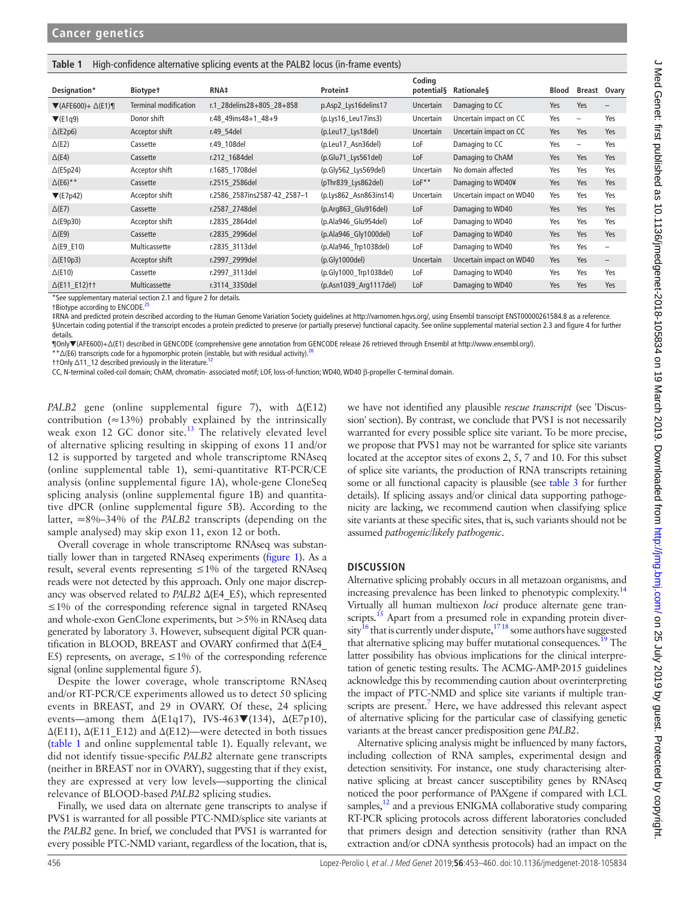**Table 1** High-confidence alternative splicing events at the PALB2 locus (in-frame events)

| Designation* | Biotype† | RNA‡ | Protein‡ | Coding potential§ | Rationale§ | Blood | Breast | Ovary |
|---|---|---|---|---|---|---|---|---|
| ▼(AFE600)+ Δ(E1)¶ | Terminal modification | r.1_28delins28+805_28+858 | p.Asp2_Lys16delins17 | Uncertain | Damaging to CC | Yes | Yes | – |
| ▼(E1q9) | Donor shift | r.48_49ins48+1_48+9 | (p.Lys16_Leu17ins3) | Uncertain | Uncertain impact on CC | Yes | – | Yes |
| Δ(E2p6) | Acceptor shift | r.49_54del | (p.Leu17_Lys18del) | Uncertain | Uncertain impact on CC | Yes | Yes | Yes |
| Δ(E2) | Cassette | r.49_108del | (p.Leu17_Asn36del) | LoF | Damaging to CC | Yes | – | Yes |
| Δ(E4) | Cassette | r.212_1684del | (p.Glu71_Lys561del) | LoF | Damaging to ChAM | Yes | Yes | Yes |
| Δ(E5p24) | Acceptor shift | r.1685_1708del | (p.Gly562_Lys569del) | Uncertain | No domain affected | Yes | Yes | Yes |
| Δ(E6)** | Cassette | r.2515_2586del | (pThr839_Lys862del) | LoF** | Damaging to WD40¥ | Yes | Yes | Yes |
| ▼(E7p42) | Acceptor shift | r.2586_2587ins2587-42_2587–1 | (p.Lys862_Asn863ins14) | Uncertain | Uncertain impact on WD40 | Yes | Yes | Yes |
| Δ(E7) | Cassette | r.2587_2748del | (p.Arg863_Glu916del) | LoF | Damaging to WD40 | Yes | Yes | Yes |
| Δ(E9p30) | Acceptor shift | r.2835_2864del | (p.Ala946_Glu954del) | LoF | Damaging to WD40 | Yes | Yes | Yes |
| Δ(E9) | Cassette | r.2835_2996del | (p.Ala946_Gly1000del) | LoF | Damaging to WD40 | Yes | Yes | Yes |
| Δ(E9_E10) | Multicassette | r.2835_3113del | (p.Ala946_Trp1038del) | LoF | Damaging to WD40 | Yes | Yes | – |
| Δ(E10p3) | Acceptor shift | r.2997_2999del | (p.Gly1000del) | Uncertain | Uncertain impact on WD40 | Yes | Yes | – |
| Δ(E10) | Cassette | r.2997_3113del | (p.Gly1000_Trp1038del) | LoF | Damaging to WD40 | Yes | Yes | Yes |
| Δ(E11_E12)†† | Multicassette | r.3114_3350del | (p.Asn1039_Arg1117del) | LoF | Damaging to WD40 | Yes | Yes | Yes |

*See supplementary material section 2.1 and figure 2 for details.

†Biotype according to ENCODE.[25]

‡RNA and predicted protein described according to the Human Genome Variation Society guidelines at http://varnomen.hgvs.org/, using Ensembl transcript ENST00000261584.8 as a reference.

§Uncertain coding potential if the transcript encodes a protein predicted to preserve (or partially preserve) functional capacity. See online supplemental material section 2.3 and figure 4 for further details.

¶Only▼(AFE600)+Δ(E1) described in GENCODE (comprehensive gene annotation from GENCODE release 26 retrieved through Ensembl at http://www.ensembl.org/).

**Δ(E6) transcripts code for a hypomorphic protein (instable, but with residual activity).[26]

††Only Δ11_12 described previously in the literature.[12]

CC, N-terminal coiled-coil domain; ChAM, chromatin- associated motif; LOF, loss-of-function; WD40, WD40 β-propeller C-terminal domain.

*PALB2* gene (online supplemental figure 7), with Δ(E12) contribution (≈13%) probably explained by the intrinsically weak exon 12 GC donor site.[13] The relatively elevated level of alternative splicing resulting in skipping of exons 11 and/or 12 is supported by targeted and whole transcriptome RNAseq (online supplemental table 1), semi-quantitative RT-PCR/CE analysis (online supplemental figure 1A), whole-gene CloneSeq splicing analysis (online supplemental figure 1B) and quantitative dPCR (online supplemental figure 5B). According to the latter, ≈8%–34% of the *PALB2* transcripts (depending on the sample analysed) may skip exon 11, exon 12 or both.

Overall coverage in whole transcriptome RNAseq was substantially lower than in targeted RNAseq experiments (figure 1). As a result, several events representing ≤1% of the targeted RNAseq reads were not detected by this approach. Only one major discrepancy was observed related to *PALB2* Δ(E4_E5), which represented ≤1% of the corresponding reference signal in targeted RNAseq and whole-exon GenClone experiments, but >5% in RNAseq data generated by laboratory 3. However, subsequent digital PCR quantification in BLOOD, BREAST and OVARY confirmed that Δ(E4_E5) represents, on average, ≤1% of the corresponding reference signal (online supplemental figure 5).

Despite the lower coverage, whole transcriptome RNAseq and/or RT-PCR/CE experiments allowed us to detect 50 splicing events in BREAST, and 29 in OVARY. Of these, 24 splicing events—among them Δ(E1q17), IVS-463▼(134), Δ(E7p10), Δ(E11), Δ(E11_E12) and Δ(E12)—were detected in both tissues (table 1 and online supplemental table 1). Equally relevant, we did not identify tissue-specific *PALB2* alternate gene transcripts (neither in BREAST nor in OVARY), suggesting that if they exist, they are expressed at very low levels—supporting the clinical relevance of BLOOD-based *PALB2* splicing studies.

Finally, we used data on alternate gene transcripts to analyse if PVS1 is warranted for all possible PTC-NMD/splice site variants at the *PALB2* gene. In brief, we concluded that PVS1 is warranted for every possible PTC-NMD variant, regardless of the location, that is, we have not identified any plausible *rescue transcript* (see 'Discussion' section). By contrast, we conclude that PVS1 is not necessarily warranted for every possible splice site variant. To be more precise, we propose that PVS1 may not be warranted for splice site variants located at the acceptor sites of exons 2, 5, 7 and 10. For this subset of splice site variants, the production of RNA transcripts retaining some or all functional capacity is plausible (see table 3 for further details). If splicing assays and/or clinical data supporting pathogenicity are lacking, we recommend caution when classifying splice site variants at these specific sites, that is, such variants should not be assumed *pathogenic*/*likely pathogenic*.

## DISCUSSION

Alternative splicing probably occurs in all metazoan organisms, and increasing prevalence has been linked to phenotypic complexity.[14] Virtually all human multiexon *loci* produce alternate gene transcripts.[15] Apart from a presumed role in expanding protein diversity[16] that is currently under dispute,[17 18] some authors have suggested that alternative splicing may buffer mutational consequences.[19] The latter possibility has obvious implications for the clinical interpretation of genetic testing results. The ACMG-AMP-2015 guidelines acknowledge this by recommending caution about overinterpreting the impact of PTC-NMD and splice site variants if multiple transcripts are present.[7] Here, we have addressed this relevant aspect of alternative splicing for the particular case of classifying genetic variants at the breast cancer predisposition gene *PALB2*.

Alternative splicing analysis might be influenced by many factors, including collection of RNA samples, experimental design and detection sensitivity. For instance, one study characterising alternative splicing at breast cancer susceptibility genes by RNAseq noticed the poor performance of PAXgene if compared with LCL samples,[12] and a previous ENIGMA collaborative study comparing RT-PCR splicing protocols across different laboratories concluded that primers design and detection sensitivity (rather than RNA extraction and/or cDNA synthesis protocols) had an impact on the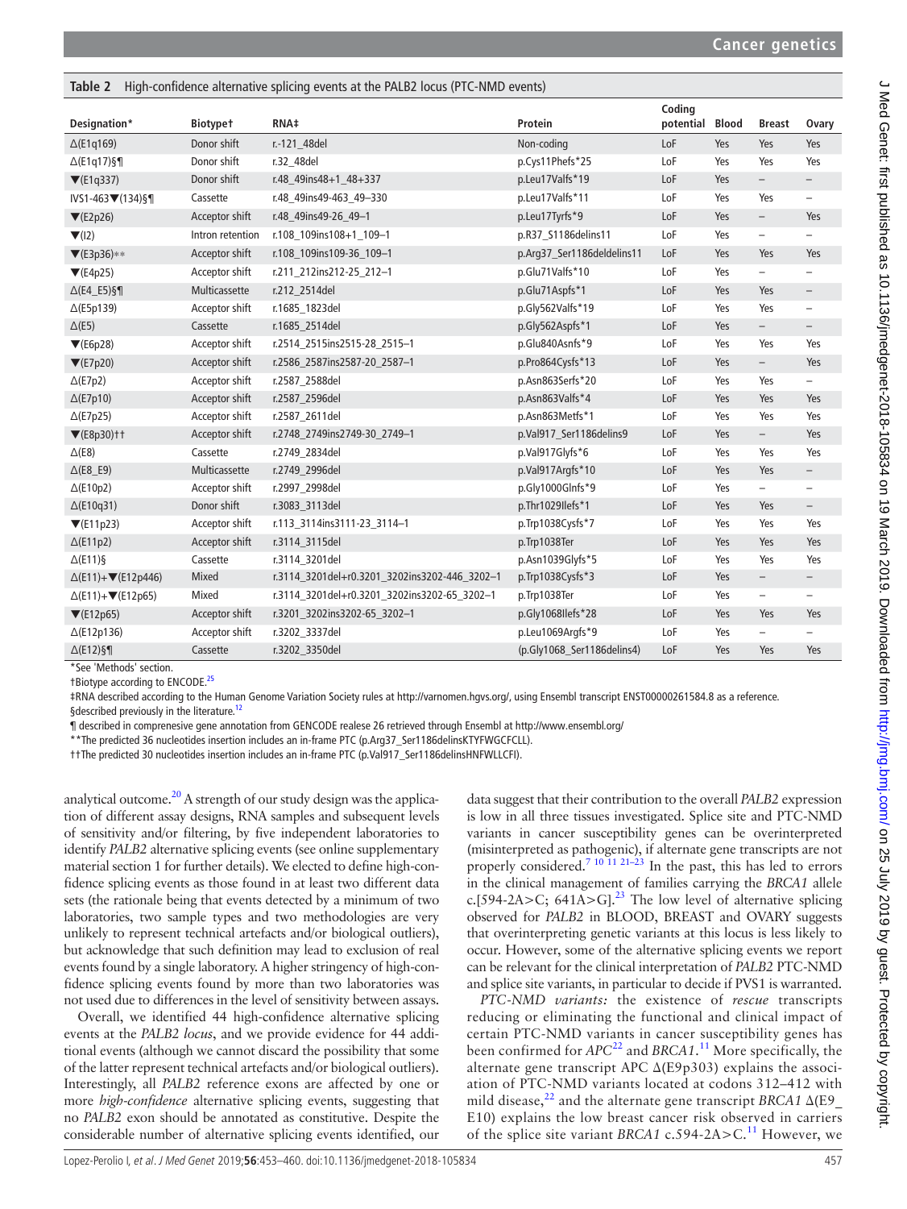**Table 2** High-confidence alternative splicing events at the PALB2 locus (PTC-NMD events)

| Designation* | Biotype† | RNA‡ | Protein | Coding potential | Blood | Breast | Ovary |
|---|---|---|---|---|---|---|---|
| Δ(E1q169) | Donor shift | r.-121_48del | Non-coding | LoF | Yes | Yes | Yes |
| Δ(E1q17)§¶ | Donor shift | r.32_48del | p.Cys11Phefs*25 | LoF | Yes | Yes | Yes |
| ▼(E1q337) | Donor shift | r.48_49ins48+1_48+337 | p.Leu17Valfs*19 | LoF | Yes | – | – |
| IVS1-463▼(134)§¶ | Cassette | r.48_49ins49-463_49–330 | p.Leu17Valfs*11 | LoF | Yes | Yes | – |
| ▼(E2p26) | Acceptor shift | r.48_49ins49-26_49–1 | p.Leu17Tyrfs*9 | LoF | Yes | – | Yes |
| ▼(I2) | Intron retention | r.108_109ins108+1_109–1 | p.R37_S1186delins11 | LoF | Yes | – | – |
| ▼(E3p36)** | Acceptor shift | r.108_109ins109-36_109–1 | p.Arg37_Ser1186deldelins11 | LoF | Yes | Yes | Yes |
| ▼(E4p25) | Acceptor shift | r.211_212ins212-25_212–1 | p.Glu71Valfs*10 | LoF | Yes | – | – |
| Δ(E4_E5)§¶ | Multicassette | r.212_2514del | p.Glu71Aspfs*1 | LoF | Yes | Yes | – |
| Δ(E5p139) | Acceptor shift | r.1685_1823del | p.Gly562Valfs*19 | LoF | Yes | Yes | – |
| Δ(E5) | Cassette | r.1685_2514del | p.Gly562Aspfs*1 | LoF | Yes | – | – |
| ▼(E6p28) | Acceptor shift | r.2514_2515ins2515-28_2515–1 | p.Glu840Asnfs*9 | LoF | Yes | Yes | Yes |
| ▼(E7p20) | Acceptor shift | r.2586_2587ins2587-20_2587–1 | p.Pro864Cysfs*13 | LoF | Yes | – | Yes |
| Δ(E7p2) | Acceptor shift | r.2587_2588del | p.Asn863Serfs*20 | LoF | Yes | Yes | – |
| Δ(E7p10) | Acceptor shift | r.2587_2596del | p.Asn863Valfs*4 | LoF | Yes | Yes | Yes |
| Δ(E7p25) | Acceptor shift | r.2587_2611del | p.Asn863Metfs*1 | LoF | Yes | Yes | Yes |
| ▼(E8p30)†† | Acceptor shift | r.2748_2749ins2749-30_2749–1 | p.Val917_Ser1186delins9 | LoF | Yes | – | Yes |
| Δ(E8) | Cassette | r.2749_2834del | p.Val917Glyfs*6 | LoF | Yes | Yes | Yes |
| Δ(E8_E9) | Multicassette | r.2749_2996del | p.Val917Argfs*10 | LoF | Yes | Yes | – |
| Δ(E10p2) | Acceptor shift | r.2997_2998del | p.Gly1000Glnfs*9 | LoF | Yes | – | – |
| Δ(E10q31) | Donor shift | r.3083_3113del | p.Thr1029Ilefs*1 | LoF | Yes | Yes | – |
| ▼(E11p23) | Acceptor shift | r.113_3114ins3111-23_3114–1 | p.Trp1038Cysfs*7 | LoF | Yes | Yes | Yes |
| Δ(E11p2) | Acceptor shift | r.3114_3115del | p.Trp1038Ter | LoF | Yes | Yes | Yes |
| Δ(E11)§ | Cassette | r.3114_3201del | p.Asn1039Glyfs*5 | LoF | Yes | Yes | Yes |
| Δ(E11)+▼(E12p446) | Mixed | r.3114_3201del+r0.3201_3202ins3202-446_3202–1 | p.Trp1038Cysfs*3 | LoF | Yes | – | – |
| Δ(E11)+▼(E12p65) | Mixed | r.3114_3201del+r0.3201_3202ins3202-65_3202–1 | p.Trp1038Ter | LoF | Yes | – | – |
| ▼(E12p65) | Acceptor shift | r.3201_3202ins3202-65_3202–1 | p.Gly1068Ilefs*28 | LoF | Yes | Yes | Yes |
| Δ(E12p136) | Acceptor shift | r.3202_3337del | p.Leu1069Argfs*9 | LoF | Yes | – | – |
| Δ(E12)§¶ | Cassette | r.3202_3350del | (p.Gly1068_Ser1186delins4) | LoF | Yes | Yes | Yes |

*See 'Methods' section.
†Biotype according to ENCODE.[25]
‡RNA described according to the Human Genome Variation Society rules at http://varnomen.hgvs.org/, using Ensembl transcript ENST00000261584.8 as a reference.
§described previously in the literature.[12]
¶ described in comprenesive gene annotation from GENCODE realese 26 retrieved through Ensembl at http://www.ensembl.org/
**The predicted 36 nucleotides insertion includes an in-frame PTC (p.Arg37_Ser1186delinsKTYFWGCFCLL).
††The predicted 30 nucleotides insertion includes an in-frame PTC (p.Val917_Ser1186delinsHNFWLLCFI).

analytical outcome.[20] A strength of our study design was the application of different assay designs, RNA samples and subsequent levels of sensitivity and/or filtering, by five independent laboratories to identify *PALB2* alternative splicing events (see online supplementary material section 1 for further details). We elected to define high-confidence splicing events as those found in at least two different data sets (the rationale being that events detected by a minimum of two laboratories, two sample types and two methodologies are very unlikely to represent technical artefacts and/or biological outliers), but acknowledge that such definition may lead to exclusion of real events found by a single laboratory. A higher stringency of high-confidence splicing events found by more than two laboratories was not used due to differences in the level of sensitivity between assays.

Overall, we identified 44 high-confidence alternative splicing events at the *PALB2 locus*, and we provide evidence for 44 additional events (although we cannot discard the possibility that some of the latter represent technical artefacts and/or biological outliers). Interestingly, all *PALB2* reference exons are affected by one or more *high-confidence* alternative splicing events, suggesting that no *PALB2* exon should be annotated as constitutive. Despite the considerable number of alternative splicing events identified, our data suggest that their contribution to the overall *PALB2* expression is low in all three tissues investigated. Splice site and PTC-NMD variants in cancer susceptibility genes can be overinterpreted (misinterpreted as pathogenic), if alternate gene transcripts are not properly considered.[7 10 11 21–23] In the past, this has led to errors in the clinical management of families carrying the *BRCA1* allele c.[594-2A>C; 641A>G].[23] The low level of alternative splicing observed for *PALB2* in BLOOD, BREAST and OVARY suggests that overinterpreting genetic variants at this locus is less likely to occur. However, some of the alternative splicing events we report can be relevant for the clinical interpretation of *PALB2* PTC-NMD and splice site variants, in particular to decide if PVS1 is warranted.

*PTC-NMD variants:* the existence of *rescue* transcripts reducing or eliminating the functional and clinical impact of certain PTC-NMD variants in cancer susceptibility genes has been confirmed for *APC*[22] and *BRCA1*.[11] More specifically, the alternate gene transcript APC Δ(E9p303) explains the association of PTC-NMD variants located at codons 312–412 with mild disease,[22] and the alternate gene transcript *BRCA1* Δ(E9_E10) explains the low breast cancer risk observed in carriers of the splice site variant *BRCA1* c.594-2A>C.[11] However, we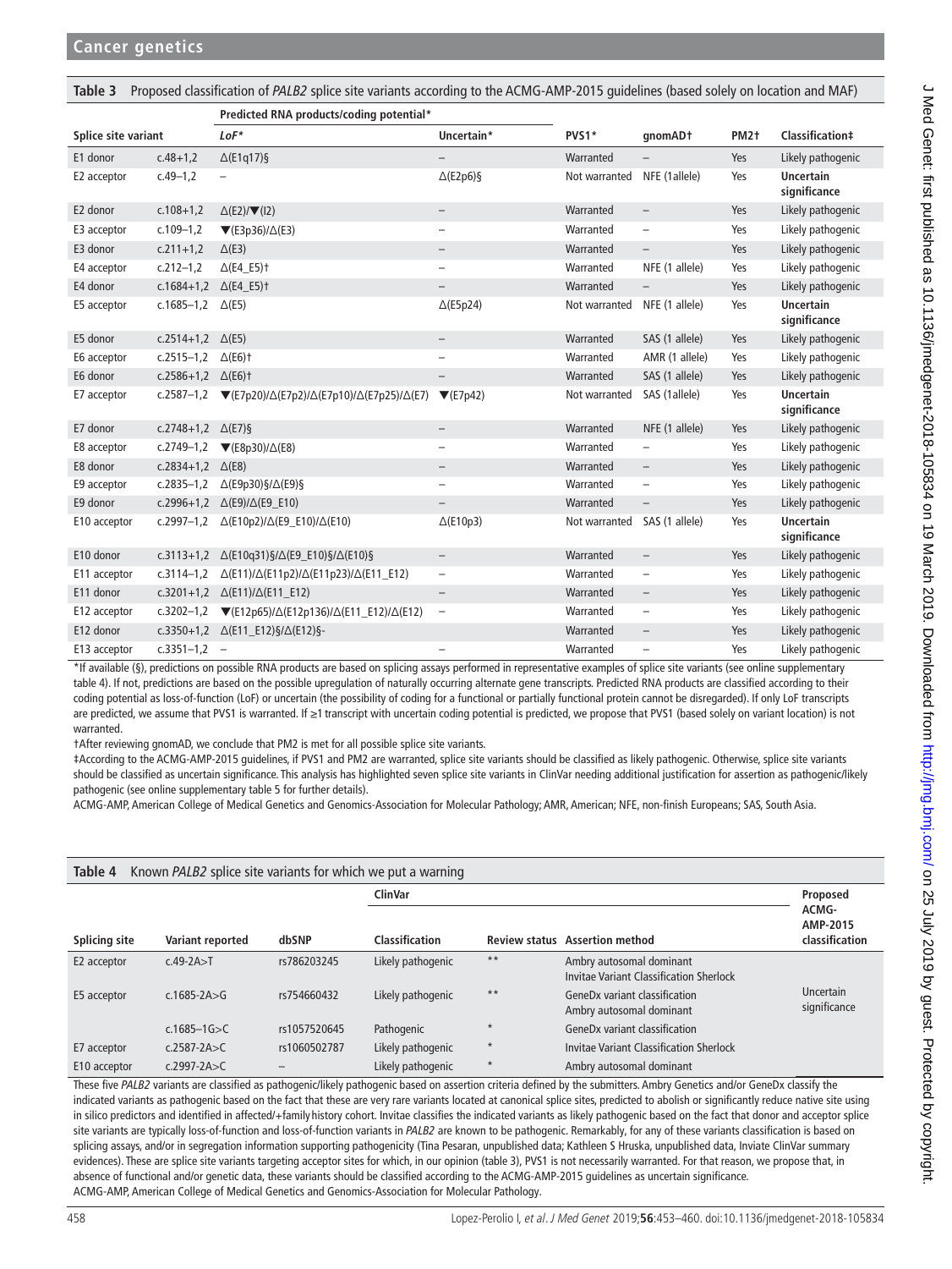**Table 3** Proposed classification of *PALB2* splice site variants according to the ACMG-AMP-2015 guidelines (based solely on location and MAF)

| Splice site variant | | Predicted RNA products/coding potential* | | | | | |
|---|---|---|---|---|---|---|---|
| | | *LoF** | Uncertain* | PVS1* | gnomAD† | PM2† | Classification‡ |
| E1 donor | c.48+1,2 | Δ(E1q17)§ | – | Warranted | – | Yes | Likely pathogenic |
| E2 acceptor | c.49–1,2 | – | Δ(E2p6)§ | Not warranted | NFE (1allele) | Yes | **Uncertain significance** |
| E2 donor | c.108+1,2 | Δ(E2)/▼(I2) | – | Warranted | – | Yes | Likely pathogenic |
| E3 acceptor | c.109–1,2 | ▼(E3p36)/Δ(E3) | – | Warranted | – | Yes | Likely pathogenic |
| E3 donor | c.211+1,2 | Δ(E3) | – | Warranted | – | Yes | Likely pathogenic |
| E4 acceptor | c.212–1,2 | Δ(E4_E5)† | – | Warranted | NFE (1 allele) | Yes | Likely pathogenic |
| E4 donor | c.1684+1,2 | Δ(E4_E5)† | – | Warranted | – | Yes | Likely pathogenic |
| E5 acceptor | c.1685–1,2 | Δ(E5) | Δ(E5p24) | Not warranted | NFE (1 allele) | Yes | **Uncertain significance** |
| E5 donor | c.2514+1,2 | Δ(E5) | – | Warranted | SAS (1 allele) | Yes | Likely pathogenic |
| E6 acceptor | c.2515–1,2 | Δ(E6)† | – | Warranted | AMR (1 allele) | Yes | Likely pathogenic |
| E6 donor | c.2586+1,2 | Δ(E6)† | – | Warranted | SAS (1 allele) | Yes | Likely pathogenic |
| E7 acceptor | c.2587–1,2 | ▼(E7p20)/Δ(E7p2)/Δ(E7p10)/Δ(E7p25)/Δ(E7) | ▼(E7p42) | Not warranted | SAS (1allele) | Yes | **Uncertain significance** |
| E7 donor | c.2748+1,2 | Δ(E7)§ | – | Warranted | NFE (1 allele) | Yes | Likely pathogenic |
| E8 acceptor | c.2749–1,2 | ▼(E8p30)/Δ(E8) | – | Warranted | – | Yes | Likely pathogenic |
| E8 donor | c.2834+1,2 | Δ(E8) | – | Warranted | – | Yes | Likely pathogenic |
| E9 acceptor | c.2835–1,2 | Δ(E9p30)§/Δ(E9)§ | – | Warranted | – | Yes | Likely pathogenic |
| E9 donor | c.2996+1,2 | Δ(E9)/Δ(E9_E10) | – | Warranted | – | Yes | Likely pathogenic |
| E10 acceptor | c.2997–1,2 | Δ(E10p2)/Δ(E9_E10)/Δ(E10) | Δ(E10p3) | Not warranted | SAS (1 allele) | Yes | **Uncertain significance** |
| E10 donor | c.3113+1,2 | Δ(E10q31)§/Δ(E9_E10)§/Δ(E10)§ | – | Warranted | – | Yes | Likely pathogenic |
| E11 acceptor | c.3114–1,2 | Δ(E11)/Δ(E11p2)/Δ(E11p23)/Δ(E11_E12) | – | Warranted | – | Yes | Likely pathogenic |
| E11 donor | c.3201+1,2 | Δ(E11)/Δ(E11_E12) | – | Warranted | – | Yes | Likely pathogenic |
| E12 acceptor | c.3202–1,2 | ▼(E12p65)/Δ(E12p136)/Δ(E11_E12)/Δ(E12) | – | Warranted | – | Yes | Likely pathogenic |
| E12 donor | c.3350+1,2 | Δ(E11_E12)§/Δ(E12)§- | – | Warranted | – | Yes | Likely pathogenic |
| E13 acceptor | c.3351–1,2 | – | – | Warranted | – | Yes | Likely pathogenic |

*If available (§), predictions on possible RNA products are based on splicing assays performed in representative examples of splice site variants (see online supplementary table 4). If not, predictions are based on the possible upregulation of naturally occurring alternate gene transcripts. Predicted RNA products are classified according to their coding potential as loss-of-function (LoF) or uncertain (the possibility of coding for a functional or partially functional protein cannot be disregarded). If only LoF transcripts are predicted, we assume that PVS1 is warranted. If ≥1 transcript with uncertain coding potential is predicted, we propose that PVS1 (based solely on variant location) is not warranted.

†After reviewing gnomAD, we conclude that PM2 is met for all possible splice site variants.

‡According to the ACMG-AMP-2015 guidelines, if PVS1 and PM2 are warranted, splice site variants should be classified as likely pathogenic. Otherwise, splice site variants should be classified as uncertain significance. This analysis has highlighted seven splice site variants in ClinVar needing additional justification for assertion as pathogenic/likely pathogenic (see online supplementary table 5 for further details).

ACMG-AMP, American College of Medical Genetics and Genomics-Association for Molecular Pathology; AMR, American; NFE, non-finish Europeans; SAS, South Asia.

**Table 4** Known *PALB2* splice site variants for which we put a warning

| Splicing site | Variant reported | dbSNP | ClinVar | | | Proposed ACMG-AMP-2015 classification |
|---|---|---|---|---|---|---|
| | | | Classification | Review status | Assertion method | |
| E2 acceptor | c.49-2A>T | rs786203245 | Likely pathogenic | ** | Ambry autosomal dominant<br>Invitae Variant Classification Sherlock | Uncertain significance |
| E5 acceptor | c.1685-2A>G | rs754660432 | Likely pathogenic | ** | GeneDx variant classification<br>Ambry autosomal dominant | |
| | c.1685–1G>C | rs1057520645 | Pathogenic | * | GeneDx variant classification | |
| E7 acceptor | c.2587-2A>C | rs1060502787 | Likely pathogenic | * | Invitae Variant Classification Sherlock | |
| E10 acceptor | c.2997-2A>C | – | Likely pathogenic | * | Ambry autosomal dominant | |

These five *PALB2* variants are classified as pathogenic/likely pathogenic based on assertion criteria defined by the submitters. Ambry Genetics and/or GeneDx classify the indicated variants as pathogenic based on the fact that these are very rare variants located at canonical splice sites, predicted to abolish or significantly reduce native site using in silico predictors and identified in affected/+family history cohort. Invitae classifies the indicated variants as likely pathogenic based on the fact that donor and acceptor splice site variants are typically loss-of-function and loss-of-function variants in *PALB2* are known to be pathogenic. Remarkably, for any of these variants classification is based on splicing assays, and/or in segregation information supporting pathogenicity (Tina Pesaran, unpublished data; Kathleen S Hruska, unpublished data, Inviate ClinVar summary evidences). These are splice site variants targeting acceptor sites for which, in our opinion (table 3), PVS1 is not necessarily warranted. For that reason, we propose that, in absence of functional and/or genetic data, these variants should be classified according to the ACMG-AMP-2015 guidelines as uncertain significance.

ACMG-AMP, American College of Medical Genetics and Genomics-Association for Molecular Pathology.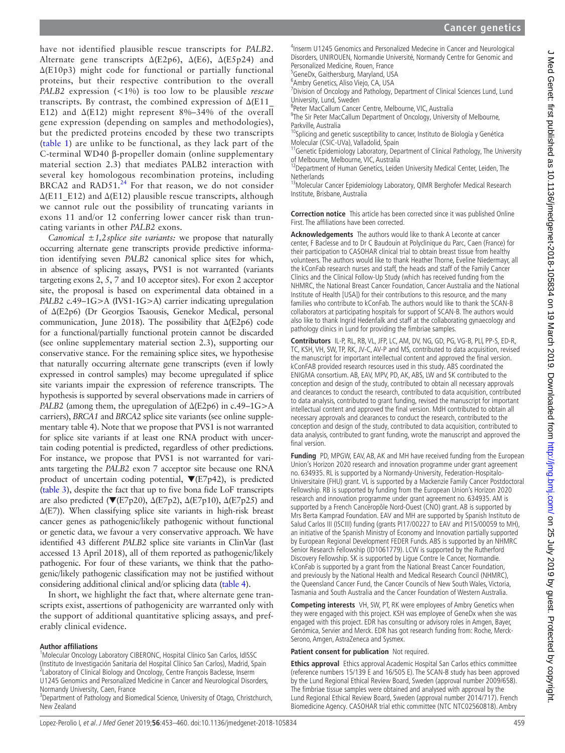have not identified plausible rescue transcripts for *PALB2*. Alternate gene transcripts Δ(E2p6), Δ(E6), Δ(E5p24) and Δ(E10p3) might code for functional or partially functional proteins, but their respective contribution to the overall *PALB2* expression (<1%) is too low to be plausible *rescue* transcripts. By contrast, the combined expression of Δ(E11_E12) and Δ(E12) might represent 8%–34% of the overall gene expression (depending on samples and methodologies), but the predicted proteins encoded by these two transcripts (table 1) are unlike to be functional, as they lack part of the C-terminal WD40 β-propeller domain (online supplementary material section 2.3) that mediates PALB2 interaction with several key homologous recombination proteins, including BRCA2 and RAD51.[24] For that reason, we do not consider Δ(E11_E12) and Δ(E12) plausible rescue transcripts, although we cannot rule out the possibility of truncating variants in exons 11 and/or 12 conferring lower cancer risk than truncating variants in other *PALB2* exons.

*Canonical ±1,2 splice site variants:* we propose that naturally occurring alternate gene transcripts provide predictive information identifying seven *PALB2* canonical splice sites for which, in absence of splicing assays, PVS1 is not warranted (variants targeting exons 2, 5, 7 and 10 acceptor sites). For exon 2 acceptor site, the proposal is based on experimental data obtained in a *PALB2* c.49–1G>A (IVS1-1G>A) carrier indicating upregulation of Δ(E2p6) (Dr Georgios Tsaousis, Genekor Medical, personal communication, June 2018). The possibility that Δ(E2p6) code for a functional/partially functional protein cannot be discarded (see online supplementary material section 2.3), supporting our conservative stance. For the remaining splice sites, we hypothesise that naturally occurring alternate gene transcripts (even if lowly expressed in control samples) may become upregulated if splice site variants impair the expression of reference transcripts. The hypothesis is supported by several observations made in carriers of *PALB2* (among them, the upregulation of Δ(E2p6) in c.49–1G>A carriers), *BRCA1* and *BRCA2* splice site variants (see online supplementary table 4). Note that we propose that PVS1 is not warranted for splice site variants if at least one RNA product with uncertain coding potential is predicted, regardless of other predictions. For instance, we propose that PVS1 is not warranted for variants targeting the *PALB2* exon 7 acceptor site because one RNA product of uncertain coding potential, ▼(E7p42), is predicted (table 3), despite the fact that up to five bona fide LoF transcripts are also predicted (▼(E7p20), Δ(E7p2), Δ(E7p10), Δ(E7p25) and Δ(E7)). When classifying splice site variants in high-risk breast cancer genes as pathogenic/likely pathogenic without functional or genetic data, we favour a very conservative approach. We have identified 43 different *PALB2* splice site variants in ClinVar (last accessed 13 April 2018), all of them reported as pathogenic/likely pathogenic. For four of these variants, we think that the pathogenic/likely pathogenic classification may not be justified without considering additional clinical and/or splicing data (table 4).

In short, we highlight the fact that, where alternate gene transcripts exist, assertions of pathogenicity are warranted only with the support of additional quantitative splicing assays, and preferably clinical evidence.

**Author affiliations**

[1]Molecular Oncology Laboratory CIBERONC, Hospital Clínico San Carlos, IdISSC (Instituto de Investigación Sanitaria del Hospital Clínico San Carlos), Madrid, Spain
[2]Laboratory of Clinical Biology and Oncology, Centre François Baclesse, Inserm U1245 Genomics and Personalized Medicine in Cancer and Neurological Disorders, Normandy University, Caen, France
[3]Department of Pathology and Biomedical Science, University of Otago, Christchurch, New Zealand
[4]Inserm U1245 Genomics and Personalized Medecine in Cancer and Neurological Disorders, UNIROUEN, Normandie Université, Normandy Centre for Genomic and Personalized Medicine, Rouen, France
[5]GeneDx, Gaithersburg, Maryland, USA
[6]Ambry Genetics, Aliso Viejo, CA, USA
[7]Division of Oncology and Pathology, Department of Clinical Sciences Lund, Lund University, Lund, Sweden
[8]Peter MacCallum Cancer Centre, Melbourne, VIC, Australia
[9]The Sir Peter MacCallum Department of Oncology, University of Melbourne, Parkville, Australia
[10]Splicing and genetic susceptibility to cancer, Instituto de Biología y Genética Molecular (CSIC-UVa), Valladolid, Spain
[11]Genetic Epidemiology Laboratory, Department of Clinical Pathology, The University of Melbourne, Melbourne, VIC, Australia
[12]Department of Human Genetics, Leiden University Medical Center, Leiden, The Netherlands
[13]Molecular Cancer Epidemiology Laboratory, QIMR Berghofer Medical Research Institute, Brisbane, Australia

**Correction notice** This article has been corrected since it was published Online First. The affiliations have been corrected.

**Acknowledgements** The authors would like to thank A Leconte at cancer center, F Baclesse and to Dr C Baudouin at Polyclinique du Parc, Caen (France) for their participation to CASOHAR clinical trial to obtain breast tissue from healthy volunteers. The authors would like to thank Heather Thorne, Eveline Niedermayr, all the kConFab research nurses and staff, the heads and staff of the Family Cancer Clinics and the Clinical Follow-Up Study (which has received funding from the NHMRC, the National Breast Cancer Foundation, Cancer Australia and the National Institute of Health [USA]) for their contributions to this resource, and the many families who contribute to kConFab. The authors would like to thank the SCAN-B collaborators at participating hospitals for support of SCAN-B. The authors would also like to thank Ingrid Hedenfalk and staff at the collaborating gynaecology and pathology clinics in Lund for providing the fimbriae samples.

**Contributors** IL-P, RL, RB, VL, JFP, LC, AM, DV, NG, GD, PG, VG-B, PLl, PP-S, ED-R, TC, KSH, VH, SW, TP, RK, JV-C, AV-P and MS, contributed to data acquisition, revised the manuscript for important intellectual content and approved the final version. kConFAB provided research resources used in this study. ABS coordinated the ENIGMA consortium. AB, EAV, MPV, PD, AK, ABS, LW and SK contributed to the conception and design of the study, contributed to obtain all necessary approvals and clearances to conduct the research, contributed to data acquisition, contributed to data analysis, contributed to grant funding, revised the manuscript for important intellectual content and approved the final version. MdH contributed to obtain all necessary approvals and clearances to conduct the research, contributed to the conception and design of the study, contributed to data acquisition, contributed to data analysis, contributed to grant funding, wrote the manuscript and approved the final version.

**Funding** PD, MPGW, EAV, AB, AK and MH have received funding from the European Union's Horizon 2020 research and innovation programme under grant agreement no. 634935. RL is supported by a Normandy-University, Federation-Hospitalo-Universitaire (FHU) grant. VL is supported by a Mackenzie Family Cancer Postdoctoral Fellowship. RB is supported by funding from the European Union's Horizon 2020 research and innovation programme under grant agreement no. 634935. AM is supported by a French Cancéropôle Nord-Ouest (CNO) grant. AB is supported by Mrs Berta Kamprad Foundation. EAV and MH are supported by Spanish Instituto de Salud Carlos III (ISCIII) funding (grants PI17/00227 to EAV and PI15/00059 to MH), an initiative of the Spanish Ministry of Economy and Innovation partially supported by European Regional Development FEDER Funds. ABS is supported by an NHMRC Senior Research Fellowship (ID1061779). LCW is supported by the Rutherford Discovery Fellowship. SK is supported by Ligue Contre le Cancer, Normandie. kConFab is supported by a grant from the National Breast Cancer Foundation, and previously by the National Health and Medical Research Council (NHMRC), the Queensland Cancer Fund, the Cancer Councils of New South Wales, Victoria, Tasmania and South Australia and the Cancer Foundation of Western Australia.

**Competing interests** VH, SW, PT, RK were employees of Ambry Genetics when they were engaged with this project. KSH was employee of GeneDx when she was engaged with this project. EDR has consulting or advisory roles in Amgen, Bayer, Genómica, Servier and Merck. EDR has got research funding from: Roche, Merck-Serono, Amgen, AstraZeneca and Sysmex.

**Patient consent for publication** Not required.

**Ethics approval** Ethics approval Academic Hospital San Carlos ethics committee (reference numbers 15/139 E and 16/505 E). The SCAN-B study has been approved by the Lund Regional Ethical Review Board, Sweden (approval number 2009/658). The fimbriae tissue samples were obtained and analysed with approval by the Lund Regional Ethical Review Board, Sweden (approval number 2014/717). French Biomedicine Agency. CASOHAR trial ethic committee (NTC NTC02560818). Ambry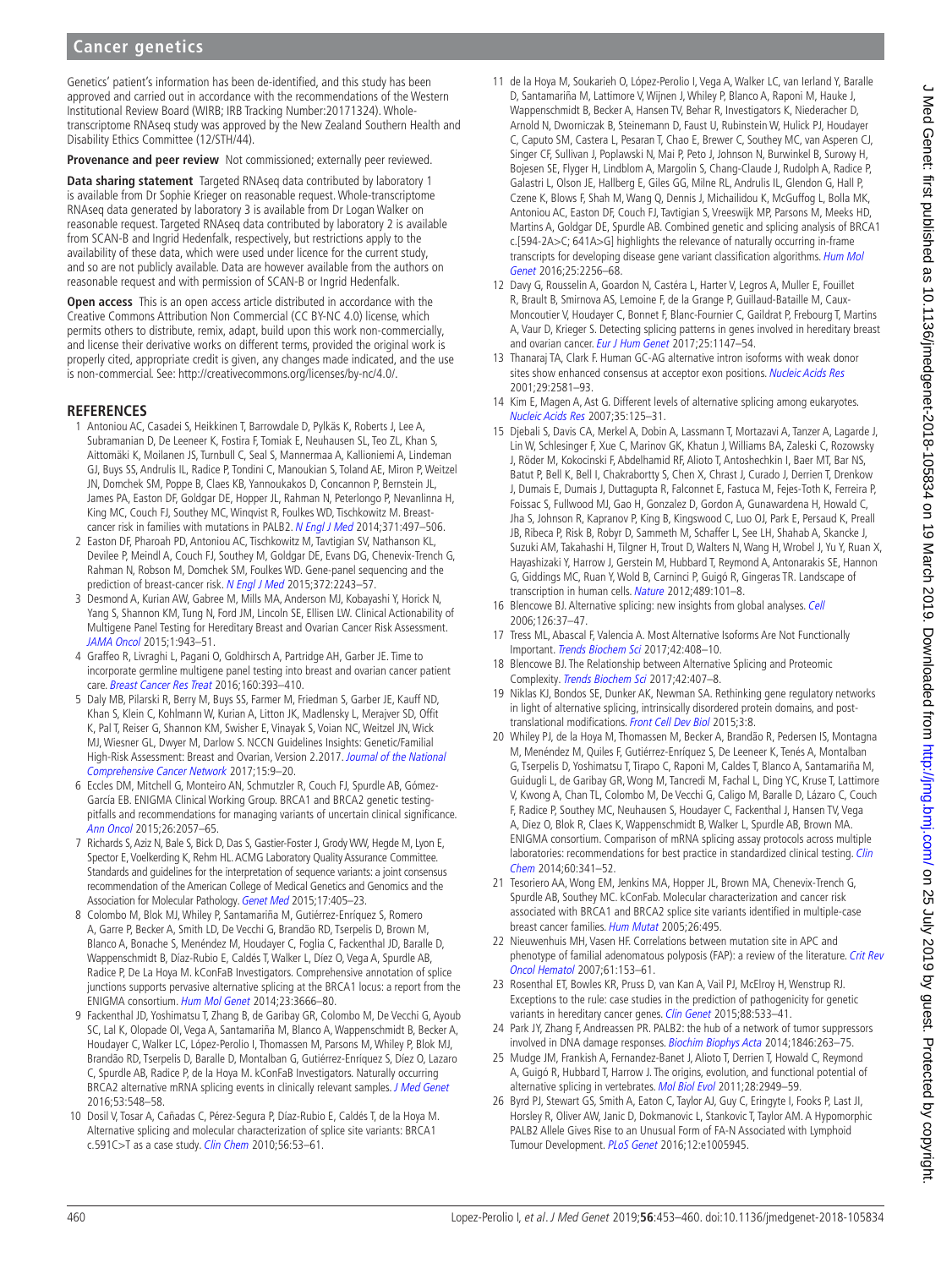Genetics' patient's information has been de-identified, and this study has been approved and carried out in accordance with the recommendations of the Western Institutional Review Board (WIRB; IRB Tracking Number:20171324). Whole-transcriptome RNAseq study was approved by the New Zealand Southern Health and Disability Ethics Committee (12/STH/44).

**Provenance and peer review** Not commissioned; externally peer reviewed.

**Data sharing statement** Targeted RNAseq data contributed by laboratory 1 is available from Dr Sophie Krieger on reasonable request. Whole-transcriptome RNAseq data generated by laboratory 3 is available from Dr Logan Walker on reasonable request. Targeted RNAseq data contributed by laboratory 2 is available from SCAN-B and Ingrid Hedenfalk, respectively, but restrictions apply to the availability of these data, which were used under licence for the current study, and so are not publicly available. Data are however available from the authors on reasonable request and with permission of SCAN-B or Ingrid Hedenfalk.

**Open access** This is an open access article distributed in accordance with the Creative Commons Attribution Non Commercial (CC BY-NC 4.0) license, which permits others to distribute, remix, adapt, build upon this work non-commercially, and license their derivative works on different terms, provided the original work is properly cited, appropriate credit is given, any changes made indicated, and the use is non-commercial. See: http://creativecommons.org/licenses/by-nc/4.0/.

## REFERENCES

1. Antoniou AC, Casadei S, Heikkinen T, Barrowdale D, Pylkäs K, Roberts J, Lee A, Subramanian D, De Leeneer K, Fostira F, Tomiak E, Neuhausen SL, Teo ZL, Khan S, Aittomäki K, Moilanen JS, Turnbull C, Seal S, Mannermaa A, Kallioniemi A, Lindeman GJ, Buys SS, Andrulis IL, Radice P, Tondini C, Manoukian S, Toland AE, Miron P, Weitzel JN, Domchek SM, Poppe B, Claes KB, Yannoukakos D, Concannon P, Bernstein JL, James PA, Easton DF, Goldgar DE, Hopper JL, Rahman N, Peterlongo P, Nevanlinna H, King MC, Couch FJ, Southey MC, Winqvist R, Foulkes WD, Tischkowitz M. Breast-cancer risk in families with mutations in PALB2. *N Engl J Med* 2014;371:497–506.
2. Easton DF, Pharoah PD, Antoniou AC, Tischkowitz M, Tavtigian SV, Nathanson KL, Devilee P, Meindl A, Couch FJ, Southey M, Goldgar DE, Evans DG, Chenevix-Trench G, Rahman N, Robson M, Domchek SM, Foulkes WD. Gene-panel sequencing and the prediction of breast-cancer risk. *N Engl J Med* 2015;372:2243–57.
3. Desmond A, Kurian AW, Gabree M, Mills MA, Anderson MJ, Kobayashi Y, Horick N, Yang S, Shannon KM, Tung N, Ford JM, Lincoln SE, Ellisen LW. Clinical Actionability of Multigene Panel Testing for Hereditary Breast and Ovarian Cancer Risk Assessment. *JAMA Oncol* 2015;1:943–51.
4. Graffeo R, Livraghi L, Pagani O, Goldhirsch A, Partridge AH, Garber JE. Time to incorporate germline multigene panel testing into breast and ovarian cancer patient care. *Breast Cancer Res Treat* 2016;160:393–410.
5. Daly MB, Pilarski R, Berry M, Buys SS, Farmer M, Friedman S, Garber JE, Kauff ND, Khan S, Klein C, Kohlmann W, Kurian A, Litton JK, Madlensky L, Merajver SD, Offit K, Pal T, Reiser G, Shannon KM, Swisher E, Vinayak S, Voian NC, Weitzel JN, Wick MJ, Wiesner GL, Dwyer M, Darlow S. NCCN Guidelines Insights: Genetic/Familial High-Risk Assessment: Breast and Ovarian, Version 2.2017. *Journal of the National Comprehensive Cancer Network* 2017;15:9–20.
6. Eccles DM, Mitchell G, Monteiro AN, Schmutzler R, Couch FJ, Spurdle AB, Gómez-García EB. ENIGMA Clinical Working Group. BRCA1 and BRCA2 genetic testing-pitfalls and recommendations for managing variants of uncertain clinical significance. *Ann Oncol* 2015;26:2057–65.
7. Richards S, Aziz N, Bale S, Bick D, Das S, Gastier-Foster J, Grody WW, Hegde M, Lyon E, Spector E, Voelkerding K, Rehm HL. ACMG Laboratory Quality Assurance Committee. Standards and guidelines for the interpretation of sequence variants: a joint consensus recommendation of the American College of Medical Genetics and Genomics and the Association for Molecular Pathology. *Genet Med* 2015;17:405–23.
8. Colombo M, Blok MJ, Whiley P, Santamariña M, Gutiérrez-Enríquez S, Romero A, Garre P, Becker A, Smith LD, De Vecchi G, Brandão RD, Tserpelis D, Brown M, Blanco A, Bonache S, Menéndez M, Houdayer C, Foglia C, Fackenthal JD, Baralle D, Wappenschmidt B, Díaz-Rubio E, Caldés T, Walker L, Díez O, Vega A, Spurdle AB, Radice P, De La Hoya M. kConFab Investigators. Comprehensive annotation of splice junctions supports pervasive alternative splicing at the BRCA1 locus: a report from the ENIGMA consortium. *Hum Mol Genet* 2014;23:3666–80.
9. Fackenthal JD, Yoshimatsu T, Zhang B, de Garibay GR, Colombo M, De Vecchi G, Ayoub SC, Lal K, Olopade OI, Vega A, Santamariña M, Blanco A, Wappenschmidt B, Becker A, Houdayer C, Walker LC, López-Perolio I, Thomassen M, Parsons M, Whiley P, Blok MJ, Brandão RD, Tserpelis D, Baralle D, Montalban G, Gutiérrez-Enríquez S, Díez O, Lazaro C, Spurdle AB, Radice P, de la Hoya M. kConFab Investigators. Naturally occurring BRCA2 alternative mRNA splicing events in clinically relevant samples. *J Med Genet* 2016;53:548–58.
10. Dosil V, Tosar A, Cañadas C, Pérez-Segura P, Díaz-Rubio E, Caldés T, de la Hoya M. Alternative splicing and molecular characterization of splice site variants: BRCA1 c.591C>T as a case study. *Clin Chem* 2010;56:53–61.
11. de la Hoya M, Soukarieh O, López-Perolio I, Vega A, Walker LC, van Ierland Y, Baralle D, Santamariña M, Lattimore V, Wijnen J, Whiley P, Blanco A, Raponi M, Hauke J, Wappenschmidt B, Becker A, Hansen TV, Behar R, Investigators K, Niederacher D, Arnold N, Dworniczak B, Steinemann D, Faust U, Rubinstein W, Hulick PJ, Houdayer C, Caputo SM, Castera L, Pesaran T, Chao E, Brewer C, Southey MC, van Asperen CJ, Singer CF, Sullivan J, Poplawski N, Mai P, Peto J, Johnson N, Burwinkel B, Surowy H, Bojesen SE, Flyger H, Lindblom A, Margolin S, Chang-Claude J, Rudolph A, Radice P, Galastri L, Olson JE, Hallberg E, Giles GG, Milne RL, Andrulis IL, Glendon G, Hall P, Czene K, Blows F, Shah M, Wang Q, Dennis J, Michailidou K, McGuffog L, Bolla MK, Antoniou AC, Easton DF, Couch FJ, Tavtigian S, Vreeswijk MP, Parsons M, Meeks HD, Martins A, Goldgar DE, Spurdle AB. Combined genetic and splicing analysis of BRCA1 c.[594-2A>C; 641A>G] highlights the relevance of naturally occurring in-frame transcripts for developing disease gene variant classification algorithms. *Hum Mol Genet* 2016;25:2256–68.
12. Davy G, Rousselin A, Goardon N, Castéra L, Harter V, Legros A, Muller E, Fouillet R, Brault B, Smirnova AS, Lemoine F, de la Grange P, Guillaud-Bataille M, Caux-Moncoutier V, Houdayer C, Bonnet F, Blanc-Fournier C, Gaildrat P, Frebourg T, Martins A, Vaur D, Krieger S. Detecting splicing patterns in genes involved in hereditary breast and ovarian cancer. *Eur J Hum Genet* 2017;25:1147–54.
13. Thanaraj TA, Clark F. Human GC-AG alternative intron isoforms with weak donor sites show enhanced consensus at acceptor exon positions. *Nucleic Acids Res* 2001;29:2581–93.
14. Kim E, Magen A, Ast G. Different levels of alternative splicing among eukaryotes. *Nucleic Acids Res* 2007;35:125–31.
15. Djebali S, Davis CA, Merkel A, Dobin A, Lassmann T, Mortazavi A, Tanzer A, Lagarde J, Lin W, Schlesinger F, Xue C, Marinov GK, Khatun J, Williams BA, Zaleski C, Rozowsky J, Röder M, Kokocinski F, Abdelhamid RF, Alioto T, Antoshechkin I, Baer MT, Bar NS, Batut P, Bell K, Bell I, Chakrabortty S, Chen X, Chrast J, Curado J, Derrien T, Drenkow J, Dumais E, Dumais J, Duttagupta R, Falconnet E, Fastuca M, Fejes-Toth K, Ferreira P, Foissac S, Fullwood MJ, Gao H, Gonzalez D, Gordon A, Gunawardena H, Howald C, Jha S, Johnson R, Kapranov P, King B, Kingswood C, Luo OJ, Park E, Persaud K, Preall JB, Ribeca P, Risk B, Robyr D, Sammeth M, Schaffer L, See LH, Shahab A, Skancke J, Suzuki AM, Takahashi H, Tilgner H, Trout D, Walters N, Wang H, Wrobel J, Yu Y, Ruan X, Hayashizaki Y, Harrow J, Gerstein M, Hubbard T, Reymond A, Antonarakis SE, Hannon G, Giddings MC, Ruan Y, Wold B, Carninci P, Guigó R, Gingeras TR. Landscape of transcription in human cells. *Nature* 2012;489:101–8.
16. Blencowe BJ. Alternative splicing: new insights from global analyses. *Cell* 2006;126:37–47.
17. Tress ML, Abascal F, Valencia A. Most Alternative Isoforms Are Not Functionally Important. *Trends Biochem Sci* 2017;42:408–10.
18. Blencowe BJ. The Relationship between Alternative Splicing and Proteomic Complexity. *Trends Biochem Sci* 2017;42:407–8.
19. Niklas KJ, Bondos SE, Dunker AK, Newman SA. Rethinking gene regulatory networks in light of alternative splicing, intrinsically disordered protein domains, and post-translational modifications. *Front Cell Dev Biol* 2015;3:8.
20. Whiley PJ, de la Hoya M, Thomassen M, Becker A, Brandão R, Pedersen IS, Montagna M, Menéndez M, Quiles F, Gutiérrez-Enríquez S, De Leeneer K, Tenés A, Montalban G, Tserpelis D, Yoshimatsu T, Tirapo C, Raponi M, Caldes T, Blanco A, Santamariña M, Guidugli L, de Garibay GR, Wong M, Tancredi M, Fachal L, Ding YC, Kruse T, Lattimore V, Kwong A, Chan TL, Colombo M, De Vecchi G, Caligo M, Baralle D, Lázaro C, Couch F, Radice P, Southey MC, Neuhausen S, Houdayer C, Fackenthal J, Hansen TV, Vega A, Diez O, Blok R, Claes K, Wappenschmidt B, Walker L, Spurdle AB, Brown MA. ENIGMA consortium. Comparison of mRNA splicing assay protocols across multiple laboratories: recommendations for best practice in standardized clinical testing. *Clin Chem* 2014;60:341–52.
21. Tesoriero AA, Wong EM, Jenkins MA, Hopper JL, Brown MA, Chenevix-Trench G, Spurdle AB, Southey MC. kConFab. Molecular characterization and cancer risk associated with BRCA1 and BRCA2 splice site variants identified in multiple-case breast cancer families. *Hum Mutat* 2005;26:495.
22. Nieuwenhuis MH, Vasen HF. Correlations between mutation site in APC and phenotype of familial adenomatous polyposis (FAP): a review of the literature. *Crit Rev Oncol Hematol* 2007;61:153–61.
23. Rosenthal ET, Bowles KR, Pruss D, van Kan A, Vail PJ, McElroy H, Wenstrup RJ. Exceptions to the rule: case studies in the prediction of pathogenicity for genetic variants in hereditary cancer genes. *Clin Genet* 2015;88:533–41.
24. Park JY, Zhang F, Andreassen PR. PALB2: the hub of a network of tumor suppressors involved in DNA damage responses. *Biochim Biophys Acta* 2014;1846:263–75.
25. Mudge JM, Frankish A, Fernandez-Banet J, Alioto T, Derrien T, Howald C, Reymond A, Guigó R, Hubbard T, Harrow J. The origins, evolution, and functional potential of alternative splicing in vertebrates. *Mol Biol Evol* 2011;28:2949–59.
26. Byrd PJ, Stewart GS, Smith A, Eaton C, Taylor AJ, Guy C, Eringyte I, Fooks P, Last JI, Horsley R, Oliver AW, Janic D, Dokmanovic L, Stankovic T, Taylor AM. A Hypomorphic PALB2 Allele Gives Rise to an Unusual Form of FA-N Associated with Lymphoid Tumour Development. *PLoS Genet* 2016;12:e1005945.